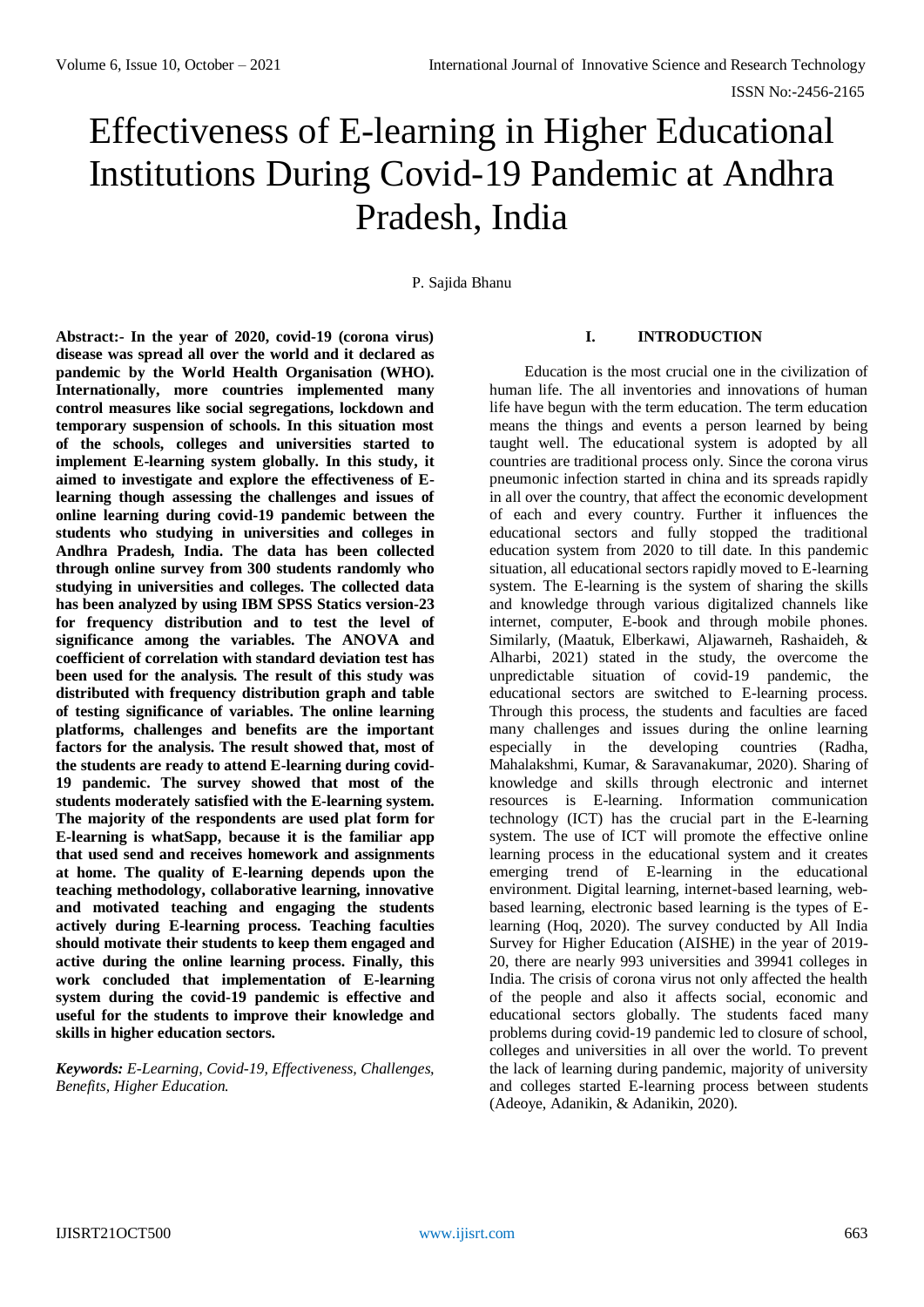# Effectiveness of E-learning in Higher Educational Institutions During Covid-19 Pandemic at Andhra Pradesh, India

P. Sajida Bhanu

**Abstract:- In the year of 2020, covid-19 (corona virus) disease was spread all over the world and it declared as pandemic by the World Health Organisation (WHO). Internationally, more countries implemented many control measures like social segregations, lockdown and temporary suspension of schools. In this situation most of the schools, colleges and universities started to implement E-learning system globally. In this study, it aimed to investigate and explore the effectiveness of E-learning though assessing the challenges and issues of online learning during covid-19 pandemic between the students who studying in universities and colleges in Andhra Pradesh, India. The data has been collected through online survey from 300 students randomly who studying in universities and colleges. The collected data has been analyzed by using IBM SPSS Statics version-23 for frequency distribution and to test the level of significance among the variables. The ANOVA and coefficient of correlation with standard deviation test has been used for the analysis. The result of this study was distributed with frequency distribution graph and table of testing significance of variables. The online learning platforms, challenges and benefits are the important factors for the analysis. The result showed that, most of the students are ready to attend E-learning during covid-19 pandemic. The survey showed that most of the students moderately satisfied with the E-learning system. The majority of the respondents are used plat form for E-learning is whatSapp, because it is the familiar app that used send and receives homework and assignments at home. The quality of E-learning depends upon the teaching methodology, collaborative learning, innovative and motivated teaching and engaging the students actively during E-learning process. Teaching faculties should motivate their students to keep them engaged and active during the online learning process. Finally, this work concluded that implementation of E-learning system during the covid-19 pandemic is effective and useful for the students to improve their knowledge and skills in higher education sectors.**

***Keywords:*** *E-Learning, Covid-19, Effectiveness, Challenges, Benefits, Higher Education.*

## I. INTRODUCTION

Education is the most crucial one in the civilization of human life. The all inventories and innovations of human life have begun with the term education. The term education means the things and events a person learned by being taught well. The educational system is adopted by all countries are traditional process only. Since the corona virus pneumonic infection started in china and its spreads rapidly in all over the country, that affect the economic development of each and every country. Further it influences the educational sectors and fully stopped the traditional education system from 2020 to till date. In this pandemic situation, all educational sectors rapidly moved to E-learning system. The E-learning is the system of sharing the skills and knowledge through various digitalized channels like internet, computer, E-book and through mobile phones. Similarly, (Maatuk, Elberkawi, Aljawarneh, Rashaideh, & Alharbi, 2021) stated in the study, the overcome the unpredictable situation of covid-19 pandemic, the educational sectors are switched to E-learning process. Through this process, the students and faculties are faced many challenges and issues during the online learning especially in the developing countries (Radha, Mahalakshmi, Kumar, & Saravanakumar, 2020). Sharing of knowledge and skills through electronic and internet resources is E-learning. Information communication technology (ICT) has the crucial part in the E-learning system. The use of ICT will promote the effective online learning process in the educational system and it creates emerging trend of E-learning in the educational environment. Digital learning, internet-based learning, web-based learning, electronic based learning is the types of E-learning (Hoq, 2020). The survey conducted by All India Survey for Higher Education (AISHE) in the year of 2019-20, there are nearly 993 universities and 39941 colleges in India. The crisis of corona virus not only affected the health of the people and also it affects social, economic and educational sectors globally. The students faced many problems during covid-19 pandemic led to closure of school, colleges and universities in all over the world. To prevent the lack of learning during pandemic, majority of university and colleges started E-learning process between students (Adeoye, Adanikin, & Adanikin, 2020).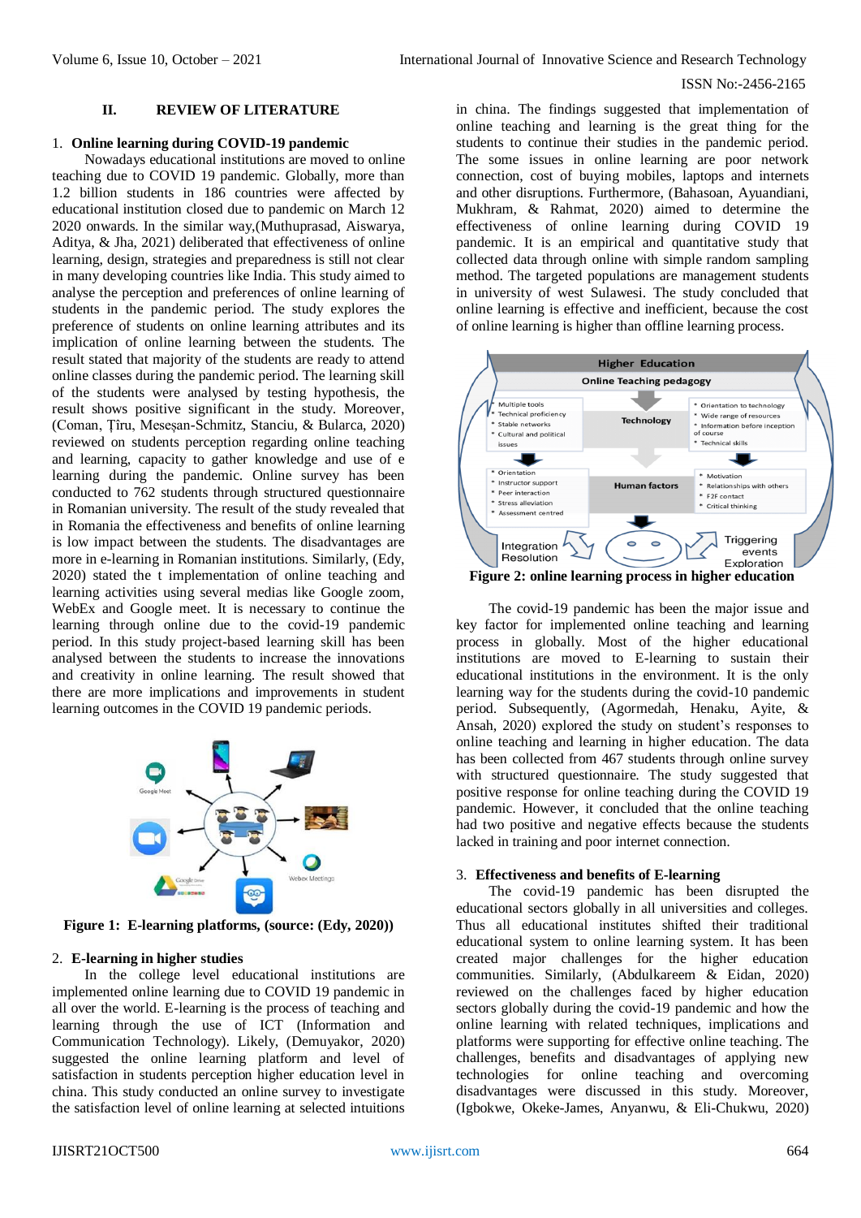## II. REVIEW OF LITERATURE

### 1. Online learning during COVID-19 pandemic

Nowadays educational institutions are moved to online teaching due to COVID 19 pandemic. Globally, more than 1.2 billion students in 186 countries were affected by educational institution closed due to pandemic on March 12 2020 onwards. In the similar way,(Muthuprasad, Aiswarya, Aditya, & Jha, 2021) deliberated that effectiveness of online learning, design, strategies and preparedness is still not clear in many developing countries like India. This study aimed to analyse the perception and preferences of online learning of students in the pandemic period. The study explores the preference of students on online learning attributes and its implication of online learning between the students. The result stated that majority of the students are ready to attend online classes during the pandemic period. The learning skill of the students were analysed by testing hypothesis, the result shows positive significant in the study. Moreover, (Coman, Țîru, Meseșan-Schmitz, Stanciu, & Bularca, 2020) reviewed on students perception regarding online teaching and learning, capacity to gather knowledge and use of e learning during the pandemic. Online survey has been conducted to 762 students through structured questionnaire in Romanian university. The result of the study revealed that in Romania the effectiveness and benefits of online learning is low impact between the students. The disadvantages are more in e-learning in Romanian institutions. Similarly, (Edy, 2020) stated the t implementation of online teaching and learning activities using several medias like Google zoom, WebEx and Google meet. It is necessary to continue the learning through online due to the covid-19 pandemic period. In this study project-based learning skill has been analysed between the students to increase the innovations and creativity in online learning. The result showed that there are more implications and improvements in student learning outcomes in the COVID 19 pandemic periods.

**Figure 1: E-learning platforms, (source: (Edy, 2020))**

### 2. E-learning in higher studies

In the college level educational institutions are implemented online learning due to COVID 19 pandemic in all over the world. E-learning is the process of teaching and learning through the use of ICT (Information and Communication Technology). Likely, (Demuyakor, 2020) suggested the online learning platform and level of satisfaction in students perception higher education level in china. This study conducted an online survey to investigate the satisfaction level of online learning at selected intuitions in china. The findings suggested that implementation of online teaching and learning is the great thing for the students to continue their studies in the pandemic period. The some issues in online learning are poor network connection, cost of buying mobiles, laptops and internets and other disruptions. Furthermore, (Bahasoan, Ayuandiani, Mukhram, & Rahmat, 2020) aimed to determine the effectiveness of online learning during COVID 19 pandemic. It is an empirical and quantitative study that collected data through online with simple random sampling method. The targeted populations are management students in university of west Sulawesi. The study concluded that online learning is effective and inefficient, because the cost of online learning is higher than offline learning process.

**Figure 2: online learning process in higher education**

The covid-19 pandemic has been the major issue and key factor for implemented online teaching and learning process in globally. Most of the higher educational institutions are moved to E-learning to sustain their educational institutions in the environment. It is the only learning way for the students during the covid-10 pandemic period. Subsequently, (Agormedah, Henaku, Ayite, & Ansah, 2020) explored the study on student's responses to online teaching and learning in higher education. The data has been collected from 467 students through online survey with structured questionnaire. The study suggested that positive response for online teaching during the COVID 19 pandemic. However, it concluded that the online teaching had two positive and negative effects because the students lacked in training and poor internet connection.

### 3. Effectiveness and benefits of E-learning

The covid-19 pandemic has been disrupted the educational sectors globally in all universities and colleges. Thus all educational institutes shifted their traditional educational system to online learning system. It has been created major challenges for the higher education communities. Similarly, (Abdulkareem & Eidan, 2020) reviewed on the challenges faced by higher education sectors globally during the covid-19 pandemic and how the online learning with related techniques, implications and platforms were supporting for effective online teaching. The challenges, benefits and disadvantages of applying new technologies for online teaching and overcoming disadvantages were discussed in this study. Moreover, (Igbokwe, Okeke-James, Anyanwu, & Eli-Chukwu, 2020)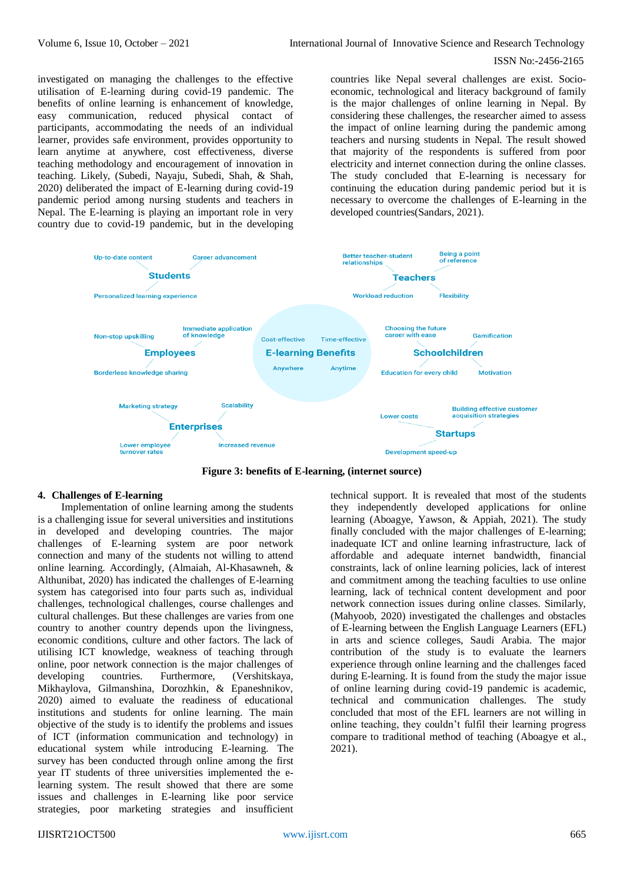investigated on managing the challenges to the effective utilisation of E-learning during covid-19 pandemic. The benefits of online learning is enhancement of knowledge, easy communication, reduced physical contact of participants, accommodating the needs of an individual learner, provides safe environment, provides opportunity to learn anytime at anywhere, cost effectiveness, diverse teaching methodology and encouragement of innovation in teaching. Likely, (Subedi, Nayaju, Subedi, Shah, & Shah, 2020) deliberated the impact of E-learning during covid-19 pandemic period among nursing students and teachers in Nepal. The E-learning is playing an important role in very country due to covid-19 pandemic, but in the developing countries like Nepal several challenges are exist. Socio-economic, technological and literacy background of family is the major challenges of online learning in Nepal. By considering these challenges, the researcher aimed to assess the impact of online learning during the pandemic among teachers and nursing students in Nepal. The result showed that majority of the respondents is suffered from poor electricity and internet connection during the online classes. The study concluded that E-learning is necessary for continuing the education during pandemic period but it is necessary to overcome the challenges of E-learning in the developed countries(Sandars, 2021).

**Figure 3: benefits of E-learning, (internet source)**

## 4. Challenges of E-learning

Implementation of online learning among the students is a challenging issue for several universities and institutions in developed and developing countries. The major challenges of E-learning system are poor network connection and many of the students not willing to attend online learning. Accordingly, (Almaiah, Al-Khasawneh, & Althunibat, 2020) has indicated the challenges of E-learning system has categorised into four parts such as, individual challenges, technological challenges, course challenges and cultural challenges. But these challenges are varies from one country to another country depends upon the livingness, economic conditions, culture and other factors. The lack of utilising ICT knowledge, weakness of teaching through online, poor network connection is the major challenges of developing countries. Furthermore, (Vershitskaya, Mikhaylova, Gilmanshina, Dorozhkin, & Epaneshnikov, 2020) aimed to evaluate the readiness of educational institutions and students for online learning. The main objective of the study is to identify the problems and issues of ICT (information communication and technology) in educational system while introducing E-learning. The survey has been conducted through online among the first year IT students of three universities implemented the e-learning system. The result showed that there are some issues and challenges in E-learning like poor service strategies, poor marketing strategies and insufficient technical support. It is revealed that most of the students they independently developed applications for online learning (Aboagye, Yawson, & Appiah, 2021). The study finally concluded with the major challenges of E-learning; inadequate ICT and online learning infrastructure, lack of affordable and adequate internet bandwidth, financial constraints, lack of online learning policies, lack of interest and commitment among the teaching faculties to use online learning, lack of technical content development and poor network connection issues during online classes. Similarly, (Mahyoob, 2020) investigated the challenges and obstacles of E-learning between the English Language Learners (EFL) in arts and science colleges, Saudi Arabia. The major contribution of the study is to evaluate the learners experience through online learning and the challenges faced during E-learning. It is found from the study the major issue of online learning during covid-19 pandemic is academic, technical and communication challenges. The study concluded that most of the EFL learners are not willing in online teaching, they couldn't fulfil their learning progress compare to traditional method of teaching (Aboagye et al., 2021).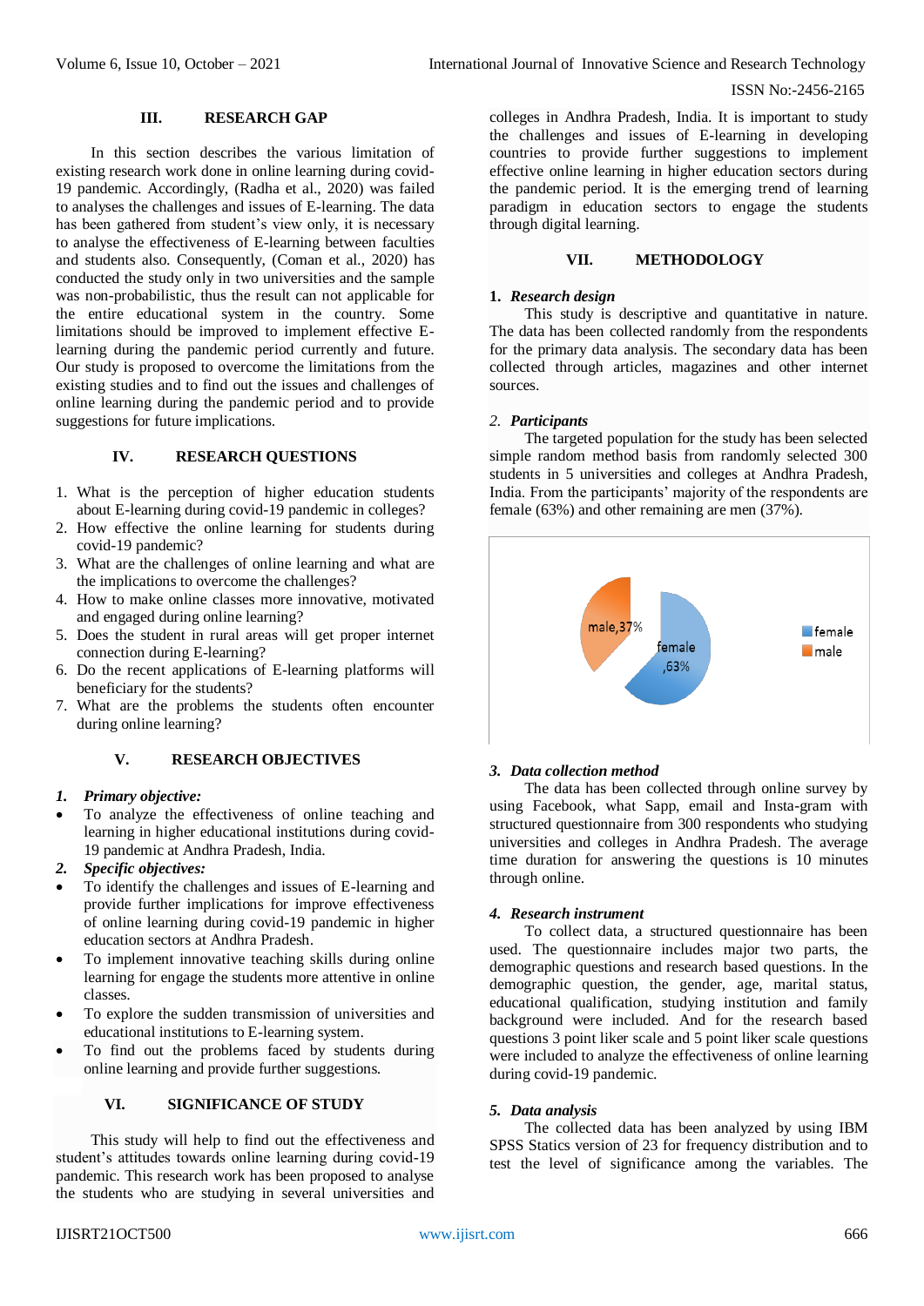## III. RESEARCH GAP

In this section describes the various limitation of existing research work done in online learning during covid-19 pandemic. Accordingly, (Radha et al., 2020) was failed to analyses the challenges and issues of E-learning. The data has been gathered from student's view only, it is necessary to analyse the effectiveness of E-learning between faculties and students also. Consequently, (Coman et al., 2020) has conducted the study only in two universities and the sample was non-probabilistic, thus the result can not applicable for the entire educational system in the country. Some limitations should be improved to implement effective E-learning during the pandemic period currently and future. Our study is proposed to overcome the limitations from the existing studies and to find out the issues and challenges of online learning during the pandemic period and to provide suggestions for future implications.

## IV. RESEARCH QUESTIONS

1. What is the perception of higher education students about E-learning during covid-19 pandemic in colleges?
2. How effective the online learning for students during covid-19 pandemic?
3. What are the challenges of online learning and what are the implications to overcome the challenges?
4. How to make online classes more innovative, motivated and engaged during online learning?
5. Does the student in rural areas will get proper internet connection during E-learning?
6. Do the recent applications of E-learning platforms will beneficiary for the students?
7. What are the problems the students often encounter during online learning?

## V. RESEARCH OBJECTIVES

***1. Primary objective:***

- To analyze the effectiveness of online teaching and learning in higher educational institutions during covid-19 pandemic at Andhra Pradesh, India.

***2. Specific objectives:***

- To identify the challenges and issues of E-learning and provide further implications for improve effectiveness of online learning during covid-19 pandemic in higher education sectors at Andhra Pradesh.
- To implement innovative teaching skills during online learning for engage the students more attentive in online classes.
- To explore the sudden transmission of universities and educational institutions to E-learning system.
- To find out the problems faced by students during online learning and provide further suggestions.

## VI. SIGNIFICANCE OF STUDY

This study will help to find out the effectiveness and student's attitudes towards online learning during covid-19 pandemic. This research work has been proposed to analyse the students who are studying in several universities and colleges in Andhra Pradesh, India. It is important to study the challenges and issues of E-learning in developing countries to provide further suggestions to implement effective online learning in higher education sectors during the pandemic period. It is the emerging trend of learning paradigm in education sectors to engage the students through digital learning.

## VII. METHODOLOGY

**1. *Research design***

This study is descriptive and quantitative in nature. The data has been collected randomly from the respondents for the primary data analysis. The secondary data has been collected through articles, magazines and other internet sources.

***2. Participants***

The targeted population for the study has been selected simple random method basis from randomly selected 300 students in 5 universities and colleges at Andhra Pradesh, India. From the participants' majority of the respondents are female (63%) and other remaining are men (37%).

| Gender | Percentage |
|---|---|
| female | 63% |
| male | 37% |

***3. Data collection method***

The data has been collected through online survey by using Facebook, what Sapp, email and Insta-gram with structured questionnaire from 300 respondents who studying universities and colleges in Andhra Pradesh. The average time duration for answering the questions is 10 minutes through online.

***4. Research instrument***

To collect data, a structured questionnaire has been used. The questionnaire includes major two parts, the demographic questions and research based questions. In the demographic question, the gender, age, marital status, educational qualification, studying institution and family background were included. And for the research based questions 3 point liker scale and 5 point liker scale questions were included to analyze the effectiveness of online learning during covid-19 pandemic.

***5. Data analysis***

The collected data has been analyzed by using IBM SPSS Statics version of 23 for frequency distribution and to test the level of significance among the variables. The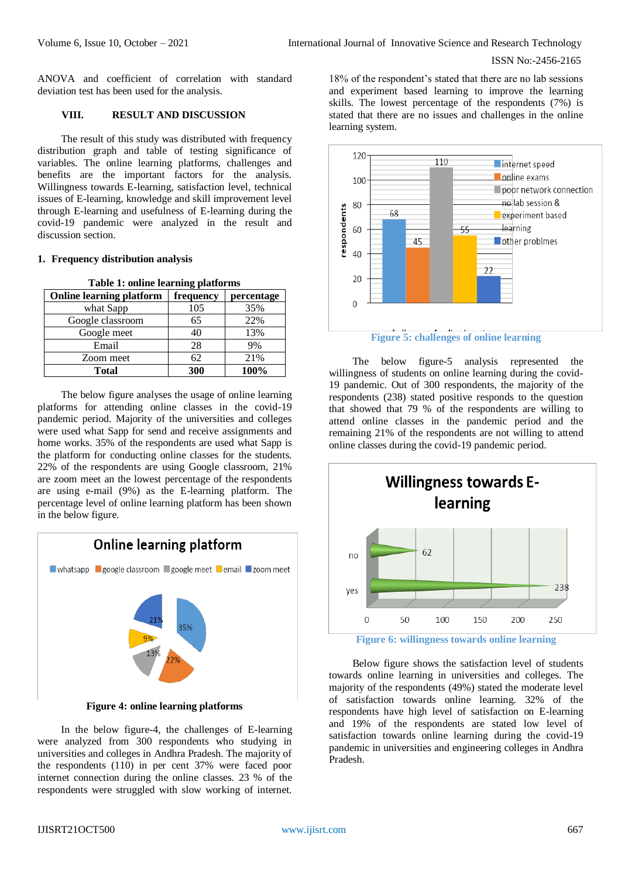ANOVA and coefficient of correlation with standard deviation test has been used for the analysis.

## VIII. RESULT AND DISCUSSION

The result of this study was distributed with frequency distribution graph and table of testing significance of variables. The online learning platforms, challenges and benefits are the important factors for the analysis. Willingness towards E-learning, satisfaction level, technical issues of E-learning, knowledge and skill improvement level through E-learning and usefulness of E-learning during the covid-19 pandemic were analyzed in the result and discussion section.

### 1. Frequency distribution analysis

**Table 1: online learning platforms**

| Online learning platform | frequency | percentage |
|---|---|---|
| what Sapp | 105 | 35% |
| Google classroom | 65 | 22% |
| Google meet | 40 | 13% |
| Email | 28 | 9% |
| Zoom meet | 62 | 21% |
| **Total** | **300** | **100%** |

The below figure analyses the usage of online learning platforms for attending online classes in the covid-19 pandemic period. Majority of the universities and colleges were used what Sapp for send and receive assignments and home works. 35% of the respondents are used what Sapp is the platform for conducting online classes for the students. 22% of the respondents are using Google classroom, 21% are zoom meet an the lowest percentage of the respondents are using e-mail (9%) as the E-learning platform. The percentage level of online learning platform has been shown in the below figure.

**Figure 4: online learning platforms**

In the below figure-4, the challenges of E-learning were analyzed from 300 respondents who studying in universities and colleges in Andhra Pradesh. The majority of the respondents (110) in per cent 37% were faced poor internet connection during the online classes. 23 % of the respondents were struggled with slow working of internet. 18% of the respondent's stated that there are no lab sessions and experiment based learning to improve the learning skills. The lowest percentage of the respondents (7%) is stated that there are no issues and challenges in the online learning system.

**Figure 5: challenges of online learning**

The below figure-5 analysis represented the willingness of students on online learning during the covid-19 pandemic. Out of 300 respondents, the majority of the respondents (238) stated positive responds to the question that showed that 79 % of the respondents are willing to attend online classes in the pandemic period and the remaining 21% of the respondents are not willing to attend online classes during the covid-19 pandemic period.

**Figure 6: willingness towards online learning**

Below figure shows the satisfaction level of students towards online learning in universities and colleges. The majority of the respondents (49%) stated the moderate level of satisfaction towards online learning. 32% of the respondents have high level of satisfaction on E-learning and 19% of the respondents are stated low level of satisfaction towards online learning during the covid-19 pandemic in universities and engineering colleges in Andhra Pradesh.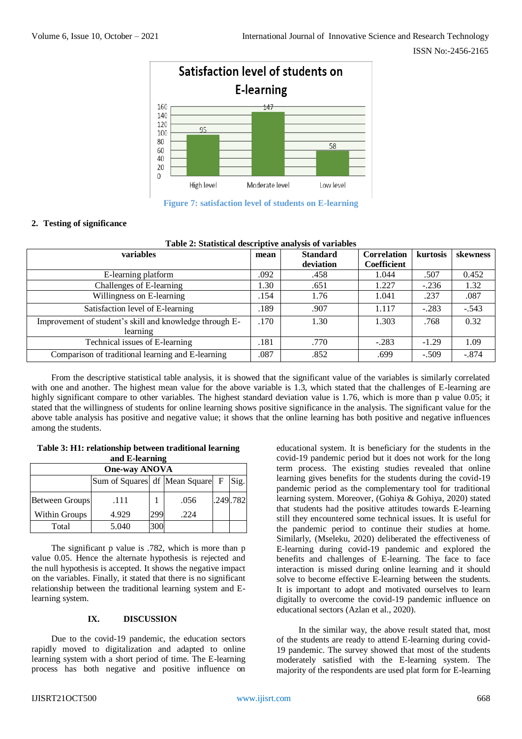Figure 7: satisfaction level of students on E-learning

## 2. Testing of significance

Table 2: Statistical descriptive analysis of variables

| variables | mean | Standard deviation | Correlation Coefficient | kurtosis | skewness |
|---|---|---|---|---|---|
| E-learning platform | .092 | .458 | 1.044 | .507 | 0.452 |
| Challenges of E-learning | 1.30 | .651 | 1.227 | -.236 | 1.32 |
| Willingness on E-learning | .154 | 1.76 | 1.041 | .237 | .087 |
| Satisfaction level of E-learning | .189 | .907 | 1.117 | -.283 | -.543 |
| Improvement of student's skill and knowledge through E-learning | .170 | 1.30 | 1.303 | .768 | 0.32 |
| Technical issues of E-learning | .181 | .770 | -.283 | -1.29 | 1.09 |
| Comparison of traditional learning and E-learning | .087 | .852 | .699 | -.509 | -.874 |

From the descriptive statistical table analysis, it is showed that the significant value of the variables is similarly correlated with one and another. The highest mean value for the above variable is 1.3, which stated that the challenges of E-learning are highly significant compare to other variables. The highest standard deviation value is 1.76, which is more than p value 0.05; it stated that the willingness of students for online learning shows positive significance in the analysis. The significant value for the above table analysis has positive and negative value; it shows that the online learning has both positive and negative influences among the students.

Table 3: H1: relationship between traditional learning and E-learning

| One-way ANOVA | | | | | |
|---|---|---|---|---|---|
| | Sum of Squares | df | Mean Square | F | Sig. |
| Between Groups | .111 | 1 | .056 | .249 | .782 |
| Within Groups | 4.929 | 299 | .224 | | |
| Total | 5.040 | 300 | | | |

The significant p value is .782, which is more than p value 0.05. Hence the alternate hypothesis is rejected and the null hypothesis is accepted. It shows the negative impact on the variables. Finally, it stated that there is no significant relationship between the traditional learning system and E-learning system.

# IX. DISCUSSION

Due to the covid-19 pandemic, the education sectors rapidly moved to digitalization and adapted to online learning system with a short period of time. The E-learning process has both negative and positive influence on educational system. It is beneficiary for the students in the covid-19 pandemic period but it does not work for the long term process. The existing studies revealed that online learning gives benefits for the students during the covid-19 pandemic period as the complementary tool for traditional learning system. Moreover, (Gohiya & Gohiya, 2020) stated that students had the positive attitudes towards E-learning still they encountered some technical issues. It is useful for the pandemic period to continue their studies at home. Similarly, (Mseleku, 2020) deliberated the effectiveness of E-learning during covid-19 pandemic and explored the benefits and challenges of E-learning. The face to face interaction is missed during online learning and it should solve to become effective E-learning between the students. It is important to adopt and motivated ourselves to learn digitally to overcome the covid-19 pandemic influence on educational sectors (Azlan et al., 2020).

In the similar way, the above result stated that, most of the students are ready to attend E-learning during covid-19 pandemic. The survey showed that most of the students moderately satisfied with the E-learning system. The majority of the respondents are used plat form for E-learning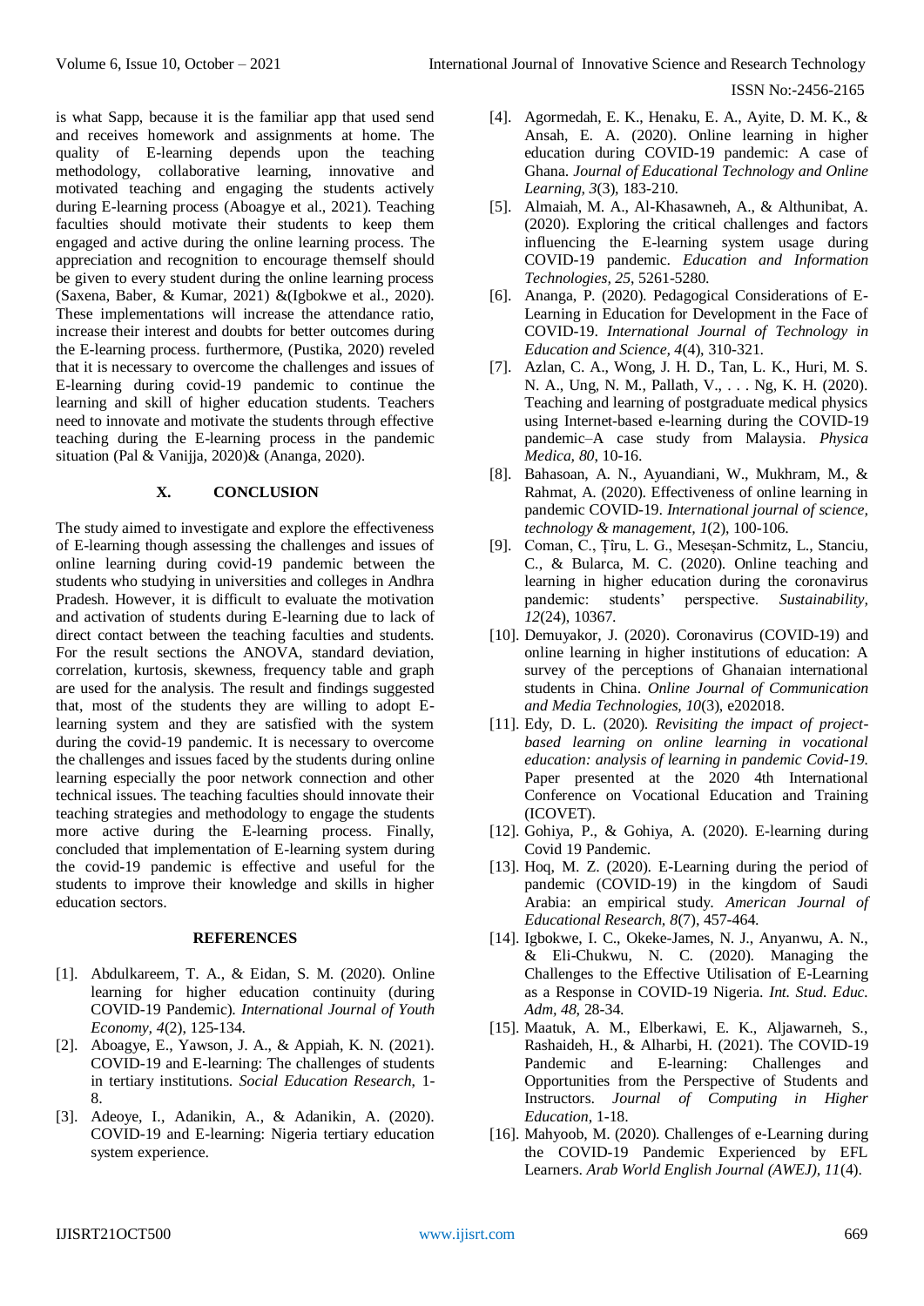is what Sapp, because it is the familiar app that used send and receives homework and assignments at home. The quality of E-learning depends upon the teaching methodology, collaborative learning, innovative and motivated teaching and engaging the students actively during E-learning process (Aboagye et al., 2021). Teaching faculties should motivate their students to keep them engaged and active during the online learning process. The appreciation and recognition to encourage themself should be given to every student during the online learning process (Saxena, Baber, & Kumar, 2021) &(Igbokwe et al., 2020). These implementations will increase the attendance ratio, increase their interest and doubts for better outcomes during the E-learning process. furthermore, (Pustika, 2020) reveled that it is necessary to overcome the challenges and issues of E-learning during covid-19 pandemic to continue the learning and skill of higher education students. Teachers need to innovate and motivate the students through effective teaching during the E-learning process in the pandemic situation (Pal & Vanijja, 2020)& (Ananga, 2020).

## X. CONCLUSION

The study aimed to investigate and explore the effectiveness of E-learning though assessing the challenges and issues of online learning during covid-19 pandemic between the students who studying in universities and colleges in Andhra Pradesh. However, it is difficult to evaluate the motivation and activation of students during E-learning due to lack of direct contact between the teaching faculties and students. For the result sections the ANOVA, standard deviation, correlation, kurtosis, skewness, frequency table and graph are used for the analysis. The result and findings suggested that, most of the students they are willing to adopt E-learning system and they are satisfied with the system during the covid-19 pandemic. It is necessary to overcome the challenges and issues faced by the students during online learning especially the poor network connection and other technical issues. The teaching faculties should innovate their teaching strategies and methodology to engage the students more active during the E-learning process. Finally, concluded that implementation of E-learning system during the covid-19 pandemic is effective and useful for the students to improve their knowledge and skills in higher education sectors.

## REFERENCES

[1]. Abdulkareem, T. A., & Eidan, S. M. (2020). Online learning for higher education continuity (during COVID-19 Pandemic). *International Journal of Youth Economy, 4*(2), 125-134.

[2]. Aboagye, E., Yawson, J. A., & Appiah, K. N. (2021). COVID-19 and E-learning: The challenges of students in tertiary institutions. *Social Education Research*, 1-8.

[3]. Adeoye, I., Adanikin, A., & Adanikin, A. (2020). COVID-19 and E-learning: Nigeria tertiary education system experience.

[4]. Agormedah, E. K., Henaku, E. A., Ayite, D. M. K., & Ansah, E. A. (2020). Online learning in higher education during COVID-19 pandemic: A case of Ghana. *Journal of Educational Technology and Online Learning, 3*(3), 183-210.

[5]. Almaiah, M. A., Al-Khasawneh, A., & Althunibat, A. (2020). Exploring the critical challenges and factors influencing the E-learning system usage during COVID-19 pandemic. *Education and Information Technologies, 25*, 5261-5280.

[6]. Ananga, P. (2020). Pedagogical Considerations of E-Learning in Education for Development in the Face of COVID-19. *International Journal of Technology in Education and Science, 4*(4), 310-321.

[7]. Azlan, C. A., Wong, J. H. D., Tan, L. K., Huri, M. S. N. A., Ung, N. M., Pallath, V., . . . Ng, K. H. (2020). Teaching and learning of postgraduate medical physics using Internet-based e-learning during the COVID-19 pandemic–A case study from Malaysia. *Physica Medica, 80*, 10-16.

[8]. Bahasoan, A. N., Ayuandiani, W., Mukhram, M., & Rahmat, A. (2020). Effectiveness of online learning in pandemic COVID-19. *International journal of science, technology & management, 1*(2), 100-106.

[9]. Coman, C., Țîru, L. G., Meseșan-Schmitz, L., Stanciu, C., & Bularca, M. C. (2020). Online teaching and learning in higher education during the coronavirus pandemic: students' perspective. *Sustainability, 12*(24), 10367.

[10]. Demuyakor, J. (2020). Coronavirus (COVID-19) and online learning in higher institutions of education: A survey of the perceptions of Ghanaian international students in China. *Online Journal of Communication and Media Technologies, 10*(3), e202018.

[11]. Edy, D. L. (2020). *Revisiting the impact of project-based learning on online learning in vocational education: analysis of learning in pandemic Covid-19.* Paper presented at the 2020 4th International Conference on Vocational Education and Training (ICOVET).

[12]. Gohiya, P., & Gohiya, A. (2020). E-learning during Covid 19 Pandemic.

[13]. Hoq, M. Z. (2020). E-Learning during the period of pandemic (COVID-19) in the kingdom of Saudi Arabia: an empirical study. *American Journal of Educational Research, 8*(7), 457-464.

[14]. Igbokwe, I. C., Okeke-James, N. J., Anyanwu, A. N., & Eli-Chukwu, N. C. (2020). Managing the Challenges to the Effective Utilisation of E-Learning as a Response in COVID-19 Nigeria. *Int. Stud. Educ. Adm, 48*, 28-34.

[15]. Maatuk, A. M., Elberkawi, E. K., Aljawarneh, S., Rashaideh, H., & Alharbi, H. (2021). The COVID-19 Pandemic and E-learning: Challenges and Opportunities from the Perspective of Students and Instructors. *Journal of Computing in Higher Education*, 1-18.

[16]. Mahyoob, M. (2020). Challenges of e-Learning during the COVID-19 Pandemic Experienced by EFL Learners. *Arab World English Journal (AWEJ), 11*(4).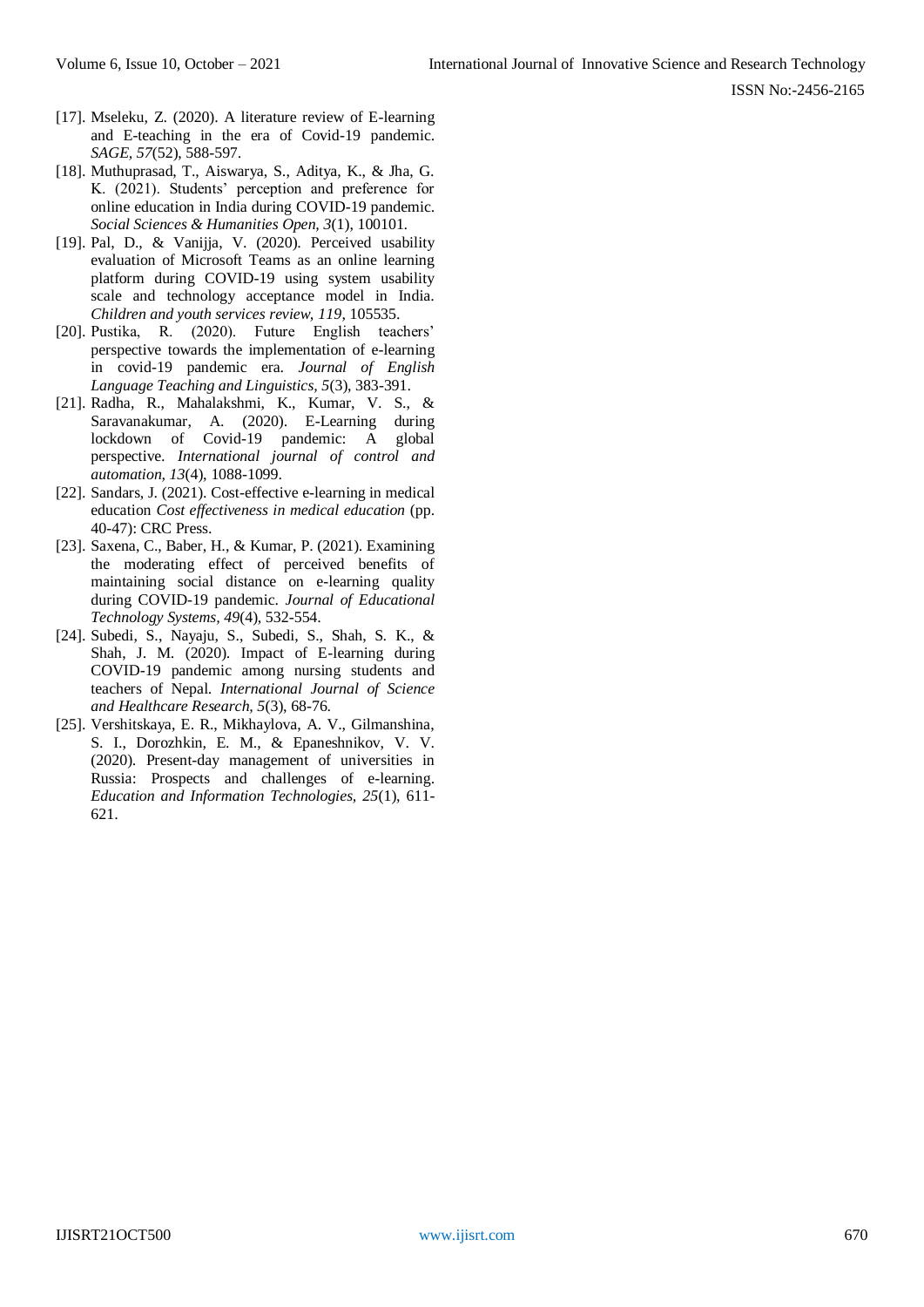[17]. Mseleku, Z. (2020). A literature review of E-learning and E-teaching in the era of Covid-19 pandemic. *SAGE, 57*(52), 588-597.

[18]. Muthuprasad, T., Aiswarya, S., Aditya, K., & Jha, G. K. (2021). Students' perception and preference for online education in India during COVID-19 pandemic. *Social Sciences & Humanities Open, 3*(1), 100101.

[19]. Pal, D., & Vanijja, V. (2020). Perceived usability evaluation of Microsoft Teams as an online learning platform during COVID-19 using system usability scale and technology acceptance model in India. *Children and youth services review, 119*, 105535.

[20]. Pustika, R. (2020). Future English teachers' perspective towards the implementation of e-learning in covid-19 pandemic era. *Journal of English Language Teaching and Linguistics, 5*(3), 383-391.

[21]. Radha, R., Mahalakshmi, K., Kumar, V. S., & Saravanakumar, A. (2020). E-Learning during lockdown of Covid-19 pandemic: A global perspective. *International journal of control and automation, 13*(4), 1088-1099.

[22]. Sandars, J. (2021). Cost-effective e-learning in medical education *Cost effectiveness in medical education* (pp. 40-47): CRC Press.

[23]. Saxena, C., Baber, H., & Kumar, P. (2021). Examining the moderating effect of perceived benefits of maintaining social distance on e-learning quality during COVID-19 pandemic. *Journal of Educational Technology Systems, 49*(4), 532-554.

[24]. Subedi, S., Nayaju, S., Subedi, S., Shah, S. K., & Shah, J. M. (2020). Impact of E-learning during COVID-19 pandemic among nursing students and teachers of Nepal. *International Journal of Science and Healthcare Research, 5*(3), 68-76.

[25]. Vershitskaya, E. R., Mikhaylova, A. V., Gilmanshina, S. I., Dorozhkin, E. M., & Epaneshnikov, V. V. (2020). Present-day management of universities in Russia: Prospects and challenges of e-learning. *Education and Information Technologies, 25*(1), 611-621.